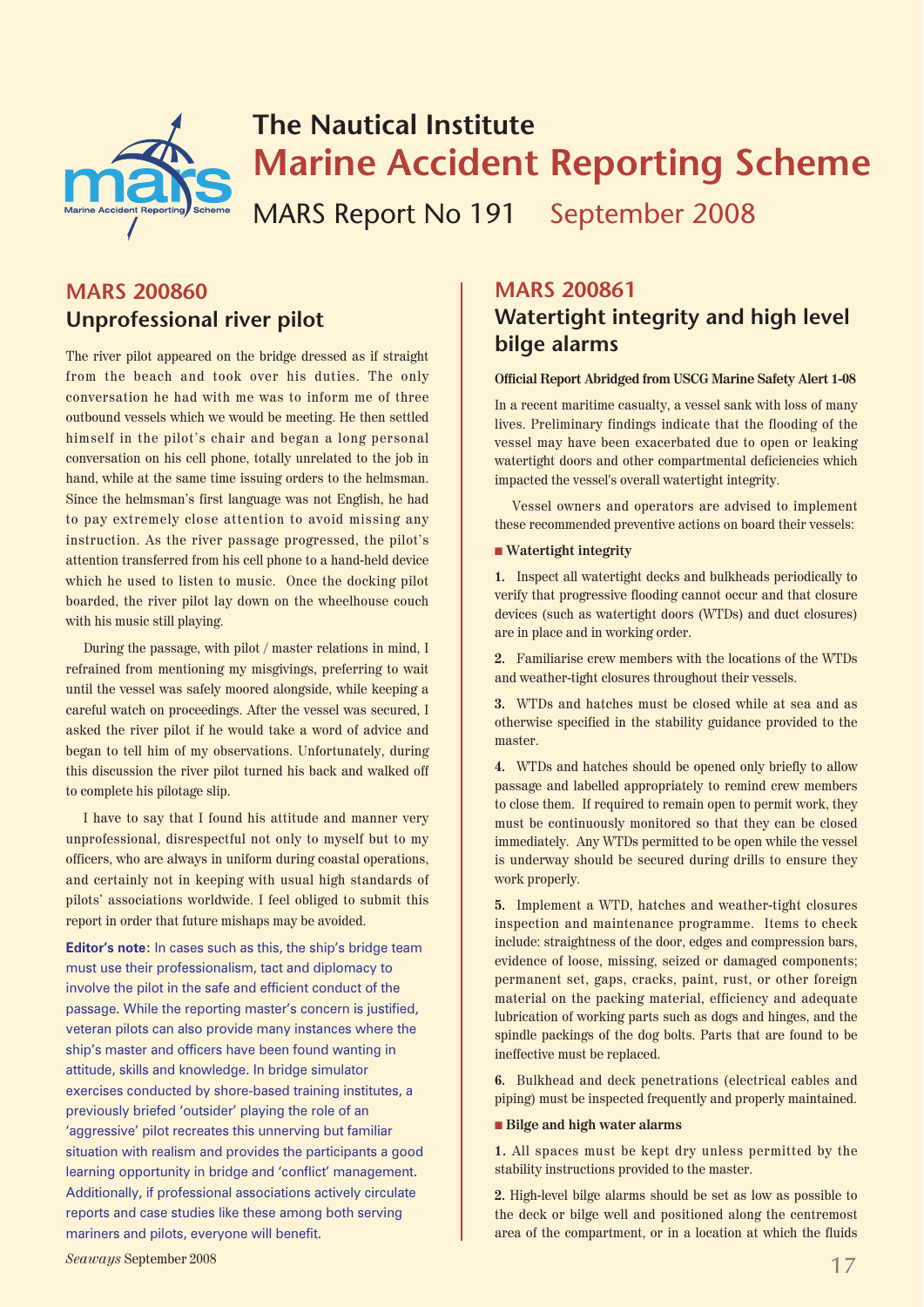# The Nautical Institute

# Marine Accident Reporting Scheme

## MARS Report No 191 September 2008

## MARS 200860

### Unprofessional river pilot

The river pilot appeared on the bridge dressed as if straight from the beach and took over his duties. The only conversation he had with me was to inform me of three outbound vessels which we would be meeting. He then settled himself in the pilot's chair and began a long personal conversation on his cell phone, totally unrelated to the job in hand, while at the same time issuing orders to the helmsman. Since the helmsman's first language was not English, he had to pay extremely close attention to avoid missing any instruction. As the river passage progressed, the pilot's attention transferred from his cell phone to a hand-held device which he used to listen to music. Once the docking pilot boarded, the river pilot lay down on the wheelhouse couch with his music still playing.

During the passage, with pilot / master relations in mind, I refrained from mentioning my misgivings, preferring to wait until the vessel was safely moored alongside, while keeping a careful watch on proceedings. After the vessel was secured, I asked the river pilot if he would take a word of advice and began to tell him of my observations. Unfortunately, during this discussion the river pilot turned his back and walked off to complete his pilotage slip.

I have to say that I found his attitude and manner very unprofessional, disrespectful not only to myself but to my officers, who are always in uniform during coastal operations, and certainly not in keeping with usual high standards of pilots' associations worldwide. I feel obliged to submit this report in order that future mishaps may be avoided.

**Editor's note:** In cases such as this, the ship's bridge team must use their professionalism, tact and diplomacy to involve the pilot in the safe and efficient conduct of the passage. While the reporting master's concern is justified, veteran pilots can also provide many instances where the ship's master and officers have been found wanting in attitude, skills and knowledge. In bridge simulator exercises conducted by shore-based training institutes, a previously briefed 'outsider' playing the role of an 'aggressive' pilot recreates this unnerving but familiar situation with realism and provides the participants a good learning opportunity in bridge and 'conflict' management. Additionally, if professional associations actively circulate reports and case studies like these among both serving mariners and pilots, everyone will benefit.

## MARS 200861

### Watertight integrity and high level bilge alarms

**Official Report Abridged from USCG Marine Safety Alert 1-08**

In a recent maritime casualty, a vessel sank with loss of many lives. Preliminary findings indicate that the flooding of the vessel may have been exacerbated due to open or leaking watertight doors and other compartmental deficiencies which impacted the vessel's overall watertight integrity.

Vessel owners and operators are advised to implement these recommended preventive actions on board their vessels:

■ **Watertight integrity**

**1.** Inspect all watertight decks and bulkheads periodically to verify that progressive flooding cannot occur and that closure devices (such as watertight doors (WTDs) and duct closures) are in place and in working order.

**2.** Familiarise crew members with the locations of the WTDs and weather-tight closures throughout their vessels.

**3.** WTDs and hatches must be closed while at sea and as otherwise specified in the stability guidance provided to the master.

**4.** WTDs and hatches should be opened only briefly to allow passage and labelled appropriately to remind crew members to close them. If required to remain open to permit work, they must be continuously monitored so that they can be closed immediately. Any WTDs permitted to be open while the vessel is underway should be secured during drills to ensure they work properly.

**5.** Implement a WTD, hatches and weather-tight closures inspection and maintenance programme. Items to check include: straightness of the door, edges and compression bars, evidence of loose, missing, seized or damaged components; permanent set, gaps, cracks, paint, rust, or other foreign material on the packing material, efficiency and adequate lubrication of working parts such as dogs and hinges, and the spindle packings of the dog bolts. Parts that are found to be ineffective must be replaced.

**6.** Bulkhead and deck penetrations (electrical cables and piping) must be inspected frequently and properly maintained.

■ **Bilge and high water alarms**

**1.** All spaces must be kept dry unless permitted by the stability instructions provided to the master.

**2.** High-level bilge alarms should be set as low as possible to the deck or bilge well and positioned along the centremost area of the compartment, or in a location at which the fluids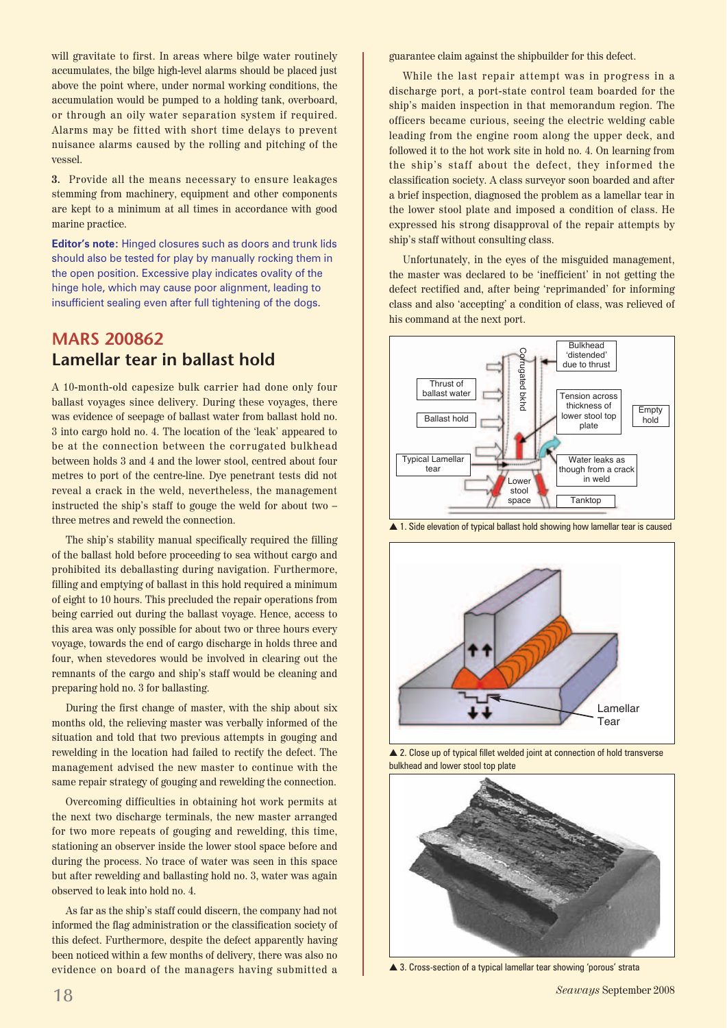will gravitate to first. In areas where bilge water routinely accumulates, the bilge high-level alarms should be placed just above the point where, under normal working conditions, the accumulation would be pumped to a holding tank, overboard, or through an oily water separation system if required. Alarms may be fitted with short time delays to prevent nuisance alarms caused by the rolling and pitching of the vessel.

**3.** Provide all the means necessary to ensure leakages stemming from machinery, equipment and other components are kept to a minimum at all times in accordance with good marine practice.

**Editor's note:** Hinged closures such as doors and trunk lids should also be tested for play by manually rocking them in the open position. Excessive play indicates ovality of the hinge hole, which may cause poor alignment, leading to insufficient sealing even after full tightening of the dogs.

## MARS 200862

## Lamellar tear in ballast hold

A 10-month-old capesize bulk carrier had done only four ballast voyages since delivery. During these voyages, there was evidence of seepage of ballast water from ballast hold no. 3 into cargo hold no. 4. The location of the 'leak' appeared to be at the connection between the corrugated bulkhead between holds 3 and 4 and the lower stool, centred about four metres to port of the centre-line. Dye penetrant tests did not reveal a crack in the weld, nevertheless, the management instructed the ship's staff to gouge the weld for about two – three metres and reweld the connection.

The ship's stability manual specifically required the filling of the ballast hold before proceeding to sea without cargo and prohibited its deballasting during navigation. Furthermore, filling and emptying of ballast in this hold required a minimum of eight to 10 hours. This precluded the repair operations from being carried out during the ballast voyage. Hence, access to this area was only possible for about two or three hours every voyage, towards the end of cargo discharge in holds three and four, when stevedores would be involved in clearing out the remnants of the cargo and ship's staff would be cleaning and preparing hold no. 3 for ballasting.

During the first change of master, with the ship about six months old, the relieving master was verbally informed of the situation and told that two previous attempts in gouging and rewelding in the location had failed to rectify the defect. The management advised the new master to continue with the same repair strategy of gouging and rewelding the connection.

Overcoming difficulties in obtaining hot work permits at the next two discharge terminals, the new master arranged for two more repeats of gouging and rewelding, this time, stationing an observer inside the lower stool space before and during the process. No trace of water was seen in this space but after rewelding and ballasting hold no. 3, water was again observed to leak into hold no. 4.

As far as the ship's staff could discern, the company had not informed the flag administration or the classification society of this defect. Furthermore, despite the defect apparently having been noticed within a few months of delivery, there was also no evidence on board of the managers having submitted a guarantee claim against the shipbuilder for this defect.

While the last repair attempt was in progress in a discharge port, a port-state control team boarded for the ship's maiden inspection in that memorandum region. The officers became curious, seeing the electric welding cable leading from the engine room along the upper deck, and followed it to the hot work site in hold no. 4. On learning from the ship's staff about the defect, they informed the classification society. A class surveyor soon boarded and after a brief inspection, diagnosed the problem as a lamellar tear in the lower stool plate and imposed a condition of class. He expressed his strong disapproval of the repair attempts by ship's staff without consulting class.

Unfortunately, in the eyes of the misguided management, the master was declared to be 'inefficient' in not getting the defect rectified and, after being 'reprimanded' for informing class and also 'accepting' a condition of class, was relieved of his command at the next port.

▲ 1. Side elevation of typical ballast hold showing how lamellar tear is caused

▲ 2. Close up of typical fillet welded joint at connection of hold transverse bulkhead and lower stool top plate

▲ 3. Cross-section of a typical lamellar tear showing 'porous' strata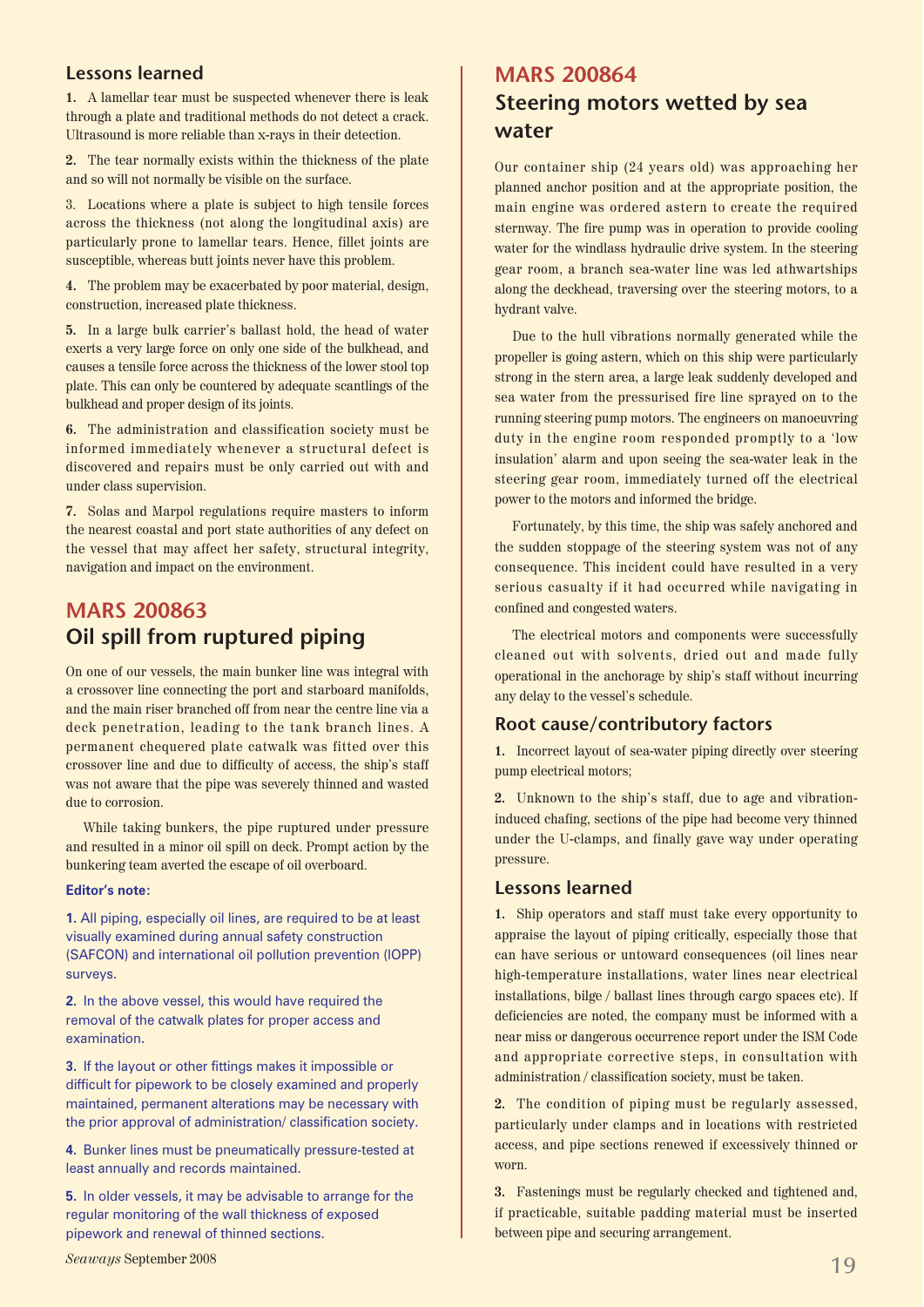### Lessons learned

**1.** A lamellar tear must be suspected whenever there is leak through a plate and traditional methods do not detect a crack. Ultrasound is more reliable than x-rays in their detection.

**2.** The tear normally exists within the thickness of the plate and so will not normally be visible on the surface.

3. Locations where a plate is subject to high tensile forces across the thickness (not along the longitudinal axis) are particularly prone to lamellar tears. Hence, fillet joints are susceptible, whereas butt joints never have this problem.

**4.** The problem may be exacerbated by poor material, design, construction, increased plate thickness.

**5.** In a large bulk carrier's ballast hold, the head of water exerts a very large force on only one side of the bulkhead, and causes a tensile force across the thickness of the lower stool top plate. This can only be countered by adequate scantlings of the bulkhead and proper design of its joints.

**6.** The administration and classification society must be informed immediately whenever a structural defect is discovered and repairs must be only carried out with and under class supervision.

**7.** Solas and Marpol regulations require masters to inform the nearest coastal and port state authorities of any defect on the vessel that may affect her safety, structural integrity, navigation and impact on the environment.

## MARS 200863

## Oil spill from ruptured piping

On one of our vessels, the main bunker line was integral with a crossover line connecting the port and starboard manifolds, and the main riser branched off from near the centre line via a deck penetration, leading to the tank branch lines. A permanent chequered plate catwalk was fitted over this crossover line and due to difficulty of access, the ship's staff was not aware that the pipe was severely thinned and wasted due to corrosion.

While taking bunkers, the pipe ruptured under pressure and resulted in a minor oil spill on deck. Prompt action by the bunkering team averted the escape of oil overboard.

**Editor's note:**

**1.** All piping, especially oil lines, are required to be at least visually examined during annual safety construction (SAFCON) and international oil pollution prevention (IOPP) surveys.

**2.** In the above vessel, this would have required the removal of the catwalk plates for proper access and examination.

**3.** If the layout or other fittings makes it impossible or difficult for pipework to be closely examined and properly maintained, permanent alterations may be necessary with the prior approval of administration/ classification society.

**4.** Bunker lines must be pneumatically pressure-tested at least annually and records maintained.

**5.** In older vessels, it may be advisable to arrange for the regular monitoring of the wall thickness of exposed pipework and renewal of thinned sections.

## MARS 200864

## Steering motors wetted by sea water

Our container ship (24 years old) was approaching her planned anchor position and at the appropriate position, the main engine was ordered astern to create the required sternway. The fire pump was in operation to provide cooling water for the windlass hydraulic drive system. In the steering gear room, a branch sea-water line was led athwartships along the deckhead, traversing over the steering motors, to a hydrant valve.

Due to the hull vibrations normally generated while the propeller is going astern, which on this ship were particularly strong in the stern area, a large leak suddenly developed and sea water from the pressurised fire line sprayed on to the running steering pump motors. The engineers on manoeuvring duty in the engine room responded promptly to a 'low insulation' alarm and upon seeing the sea-water leak in the steering gear room, immediately turned off the electrical power to the motors and informed the bridge.

Fortunately, by this time, the ship was safely anchored and the sudden stoppage of the steering system was not of any consequence. This incident could have resulted in a very serious casualty if it had occurred while navigating in confined and congested waters.

The electrical motors and components were successfully cleaned out with solvents, dried out and made fully operational in the anchorage by ship's staff without incurring any delay to the vessel's schedule.

### Root cause/contributory factors

**1.** Incorrect layout of sea-water piping directly over steering pump electrical motors;

**2.** Unknown to the ship's staff, due to age and vibration-induced chafing, sections of the pipe had become very thinned under the U-clamps, and finally gave way under operating pressure.

### Lessons learned

**1.** Ship operators and staff must take every opportunity to appraise the layout of piping critically, especially those that can have serious or untoward consequences (oil lines near high-temperature installations, water lines near electrical installations, bilge / ballast lines through cargo spaces etc). If deficiencies are noted, the company must be informed with a near miss or dangerous occurrence report under the ISM Code and appropriate corrective steps, in consultation with administration / classification society, must be taken.

**2.** The condition of piping must be regularly assessed, particularly under clamps and in locations with restricted access, and pipe sections renewed if excessively thinned or worn.

**3.** Fastenings must be regularly checked and tightened and, if practicable, suitable padding material must be inserted between pipe and securing arrangement.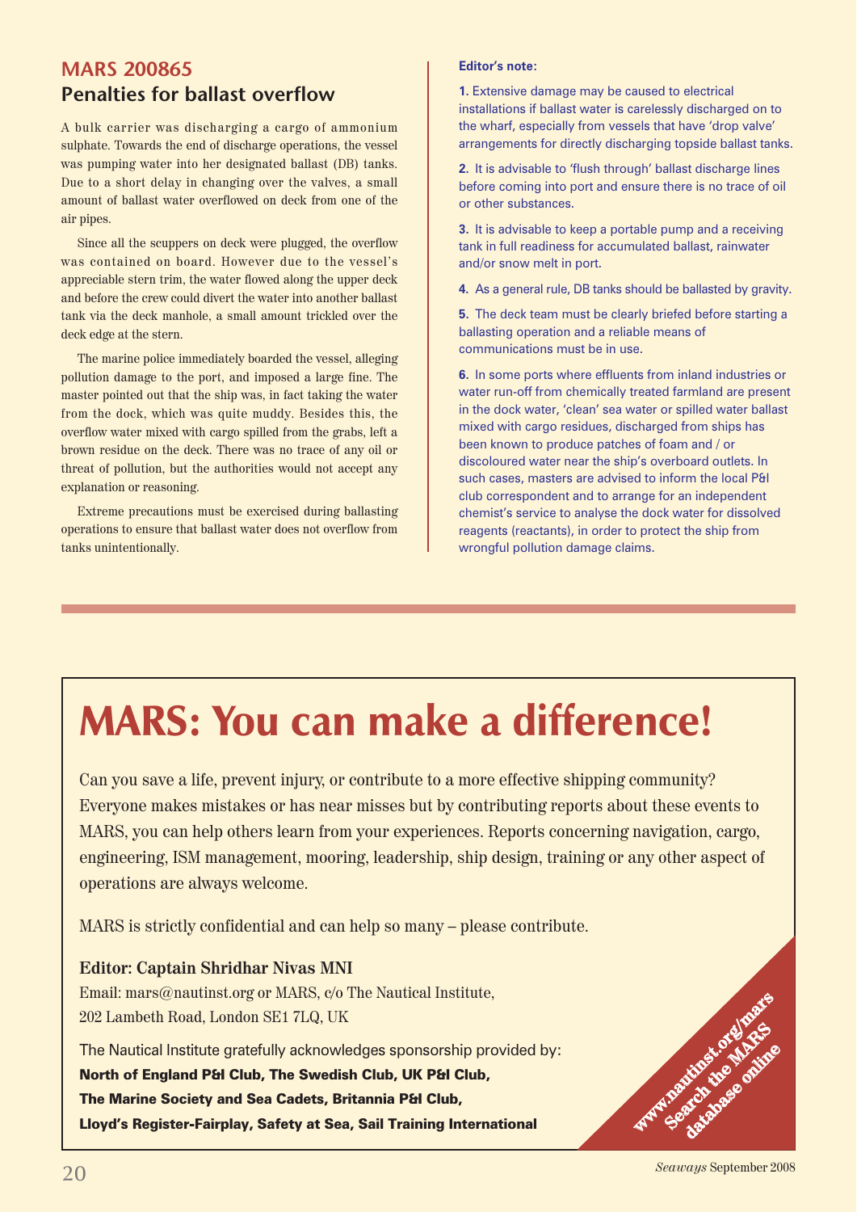## MARS 200865

### Penalties for ballast overflow

A bulk carrier was discharging a cargo of ammonium sulphate. Towards the end of discharge operations, the vessel was pumping water into her designated ballast (DB) tanks. Due to a short delay in changing over the valves, a small amount of ballast water overflowed on deck from one of the air pipes.

Since all the scuppers on deck were plugged, the overflow was contained on board. However due to the vessel's appreciable stern trim, the water flowed along the upper deck and before the crew could divert the water into another ballast tank via the deck manhole, a small amount trickled over the deck edge at the stern.

The marine police immediately boarded the vessel, alleging pollution damage to the port, and imposed a large fine. The master pointed out that the ship was, in fact taking the water from the dock, which was quite muddy. Besides this, the overflow water mixed with cargo spilled from the grabs, left a brown residue on the deck. There was no trace of any oil or threat of pollution, but the authorities would not accept any explanation or reasoning.

Extreme precautions must be exercised during ballasting operations to ensure that ballast water does not overflow from tanks unintentionally.

**Editor's note:**

**1.** Extensive damage may be caused to electrical installations if ballast water is carelessly discharged on to the wharf, especially from vessels that have 'drop valve' arrangements for directly discharging topside ballast tanks.

**2.** It is advisable to 'flush through' ballast discharge lines before coming into port and ensure there is no trace of oil or other substances.

**3.** It is advisable to keep a portable pump and a receiving tank in full readiness for accumulated ballast, rainwater and/or snow melt in port.

**4.** As a general rule, DB tanks should be ballasted by gravity.

**5.** The deck team must be clearly briefed before starting a ballasting operation and a reliable means of communications must be in use.

**6.** In some ports where effluents from inland industries or water run-off from chemically treated farmland are present in the dock water, 'clean' sea water or spilled water ballast mixed with cargo residues, discharged from ships has been known to produce patches of foam and / or discoloured water near the ship's overboard outlets. In such cases, masters are advised to inform the local P&I club correspondent and to arrange for an independent chemist's service to analyse the dock water for dissolved reagents (reactants), in order to protect the ship from wrongful pollution damage claims.

# MARS: You can make a difference!

Can you save a life, prevent injury, or contribute to a more effective shipping community? Everyone makes mistakes or has near misses but by contributing reports about these events to MARS, you can help others learn from your experiences. Reports concerning navigation, cargo, engineering, ISM management, mooring, leadership, ship design, training or any other aspect of operations are always welcome.

MARS is strictly confidential and can help so many – please contribute.

**Editor: Captain Shridhar Nivas MNI**

Email: mars@nautinst.org or MARS, c/o The Nautical Institute, 202 Lambeth Road, London SE1 7LQ, UK

The Nautical Institute gratefully acknowledges sponsorship provided by:

**North of England P&I Club, The Swedish Club, UK P&I Club, The Marine Society and Sea Cadets, Britannia P&I Club, Lloyd's Register-Fairplay, Safety at Sea, Sail Training International**

**www.nautinst.org/mars Search the MARS database online**